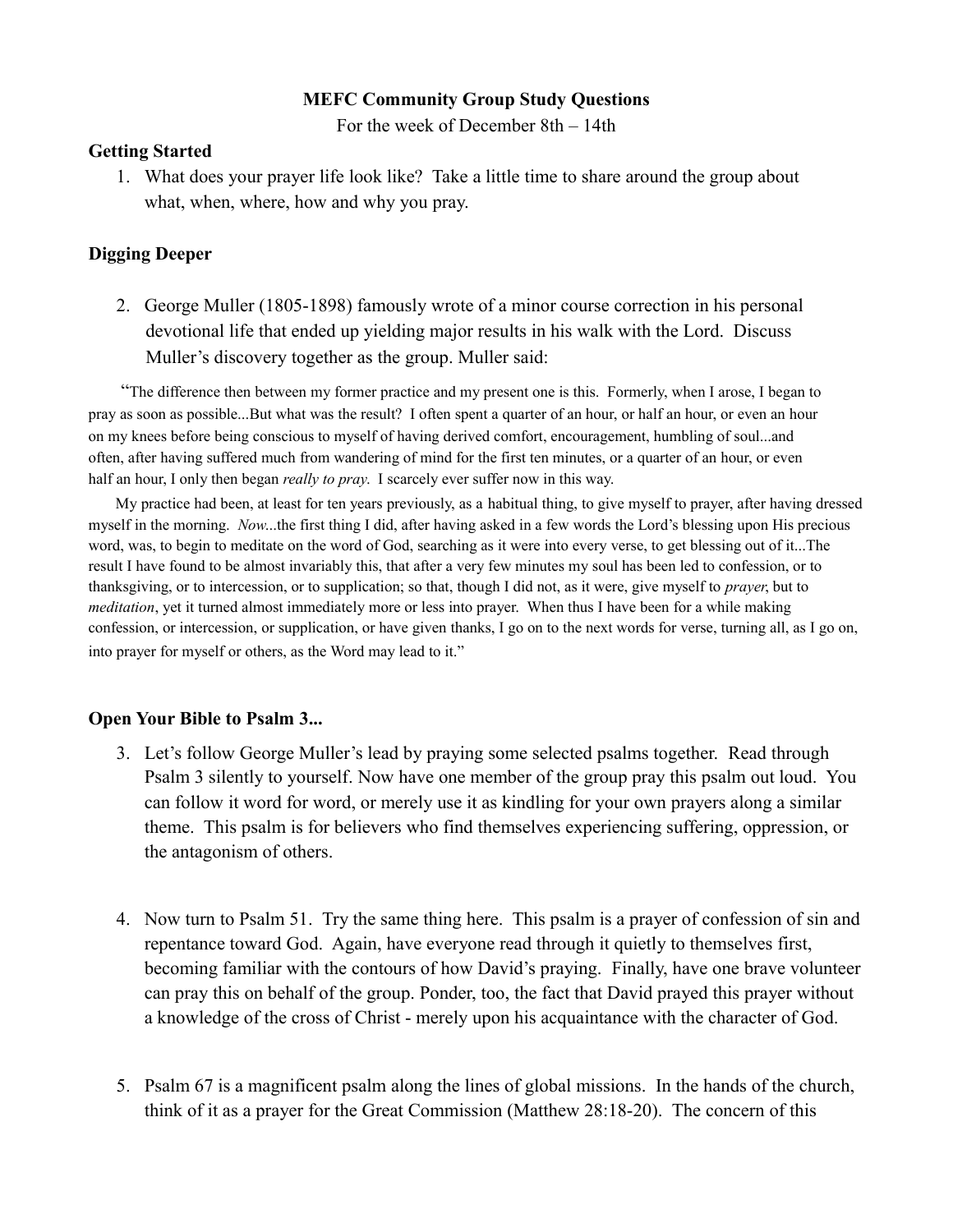**MEFC Community Group Study Questions**

For the week of December 8th – 14th

**Getting Started**

1. What does your prayer life look like? Take a little time to share around the group about what, when, where, how and why you pray.

**Digging Deeper**

2. George Muller (1805-1898) famously wrote of a minor course correction in his personal devotional life that ended up yielding major results in his walk with the Lord. Discuss Muller's discovery together as the group. Muller said:

> "The difference then between my former practice and my present one is this. Formerly, when I arose, I began to pray as soon as possible...But what was the result? I often spent a quarter of an hour, or half an hour, or even an hour on my knees before being conscious to myself of having derived comfort, encouragement, humbling of soul...and often, after having suffered much from wandering of mind for the first ten minutes, or a quarter of an hour, or even half an hour, I only then began *really to pray*. I scarcely ever suffer now in this way.
>
> My practice had been, at least for ten years previously, as a habitual thing, to give myself to prayer, after having dressed myself in the morning. *Now*...the first thing I did, after having asked in a few words the Lord's blessing upon His precious word, was, to begin to meditate on the word of God, searching as it were into every verse, to get blessing out of it...The result I have found to be almost invariably this, that after a very few minutes my soul has been led to confession, or to thanksgiving, or to intercession, or to supplication; so that, though I did not, as it were, give myself to *prayer*, but to *meditation*, yet it turned almost immediately more or less into prayer. When thus I have been for a while making confession, or intercession, or supplication, or have given thanks, I go on to the next words for verse, turning all, as I go on, into prayer for myself or others, as the Word may lead to it."

**Open Your Bible to Psalm 3...**

3. Let's follow George Muller's lead by praying some selected psalms together. Read through Psalm 3 silently to yourself. Now have one member of the group pray this psalm out loud. You can follow it word for word, or merely use it as kindling for your own prayers along a similar theme. This psalm is for believers who find themselves experiencing suffering, oppression, or the antagonism of others.

4. Now turn to Psalm 51. Try the same thing here. This psalm is a prayer of confession of sin and repentance toward God. Again, have everyone read through it quietly to themselves first, becoming familiar with the contours of how David's praying. Finally, have one brave volunteer can pray this on behalf of the group. Ponder, too, the fact that David prayed this prayer without a knowledge of the cross of Christ - merely upon his acquaintance with the character of God.

5. Psalm 67 is a magnificent psalm along the lines of global missions. In the hands of the church, think of it as a prayer for the Great Commission (Matthew 28:18-20). The concern of this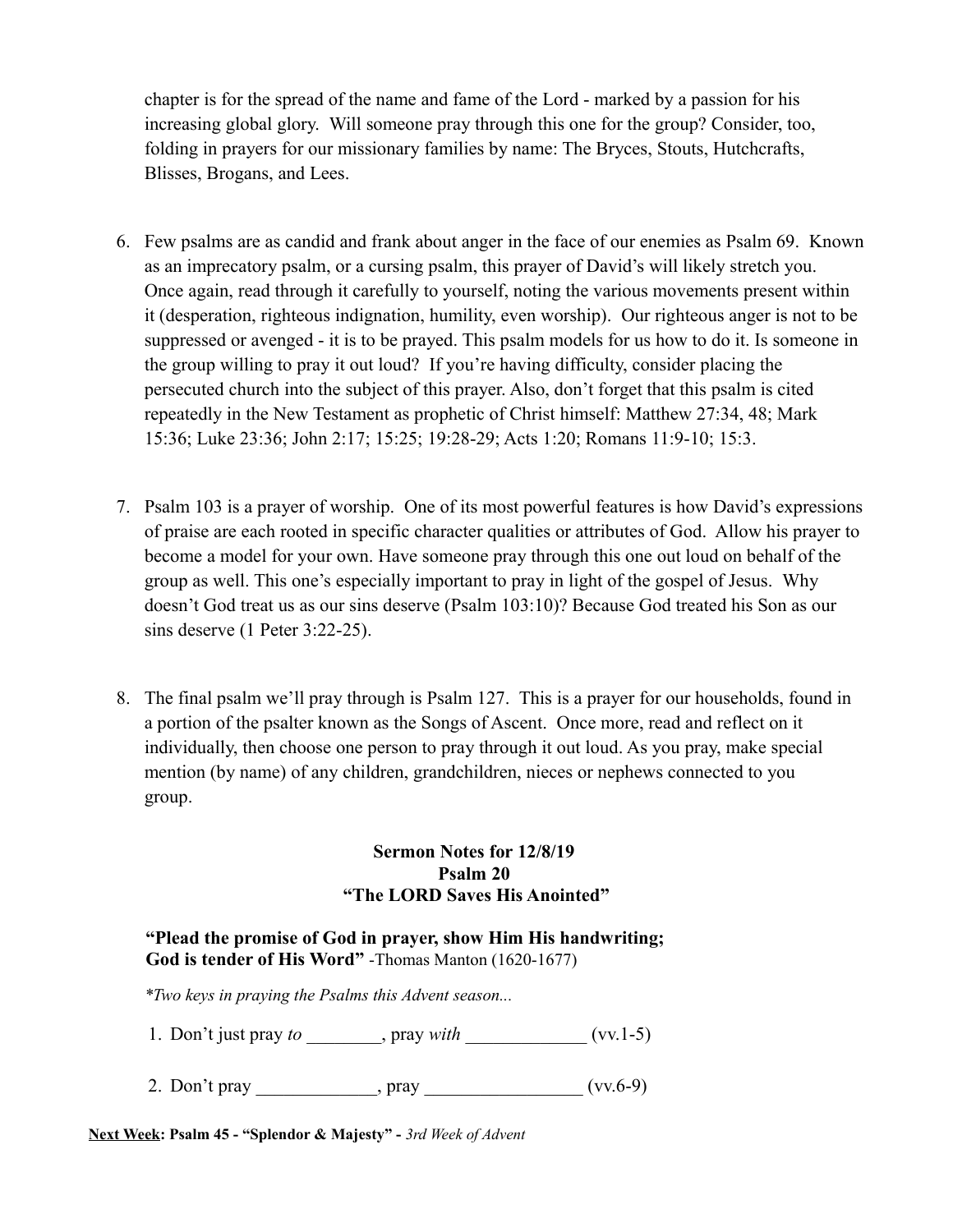chapter is for the spread of the name and fame of the Lord - marked by a passion for his increasing global glory. Will someone pray through this one for the group? Consider, too, folding in prayers for our missionary families by name: The Bryces, Stouts, Hutchcrafts, Blisses, Brogans, and Lees.

6. Few psalms are as candid and frank about anger in the face of our enemies as Psalm 69. Known as an imprecatory psalm, or a cursing psalm, this prayer of David's will likely stretch you. Once again, read through it carefully to yourself, noting the various movements present within it (desperation, righteous indignation, humility, even worship). Our righteous anger is not to be suppressed or avenged - it is to be prayed. This psalm models for us how to do it. Is someone in the group willing to pray it out loud? If you're having difficulty, consider placing the persecuted church into the subject of this prayer. Also, don't forget that this psalm is cited repeatedly in the New Testament as prophetic of Christ himself: Matthew 27:34, 48; Mark 15:36; Luke 23:36; John 2:17; 15:25; 19:28-29; Acts 1:20; Romans 11:9-10; 15:3.

7. Psalm 103 is a prayer of worship. One of its most powerful features is how David's expressions of praise are each rooted in specific character qualities or attributes of God. Allow his prayer to become a model for your own. Have someone pray through this one out loud on behalf of the group as well. This one's especially important to pray in light of the gospel of Jesus. Why doesn't God treat us as our sins deserve (Psalm 103:10)? Because God treated his Son as our sins deserve (1 Peter 3:22-25).

8. The final psalm we'll pray through is Psalm 127. This is a prayer for our households, found in a portion of the psalter known as the Songs of Ascent. Once more, read and reflect on it individually, then choose one person to pray through it out loud. As you pray, make special mention (by name) of any children, grandchildren, nieces or nephews connected to you group.

## Sermon Notes for 12/8/19
## Psalm 20
## "The LORD Saves His Anointed"

**"Plead the promise of God in prayer, show Him His handwriting; God is tender of His Word"** -Thomas Manton (1620-1677)

*\*Two keys in praying the Psalms this Advent season...*

1. Don't just pray *to* ________, pray *with* _____________ (vv.1-5)

2. Don't pray _____________, pray _________________ (vv.6-9)

**<u>Next Week</u>: Psalm 45 - "Splendor & Majesty" -** *3rd Week of Advent*